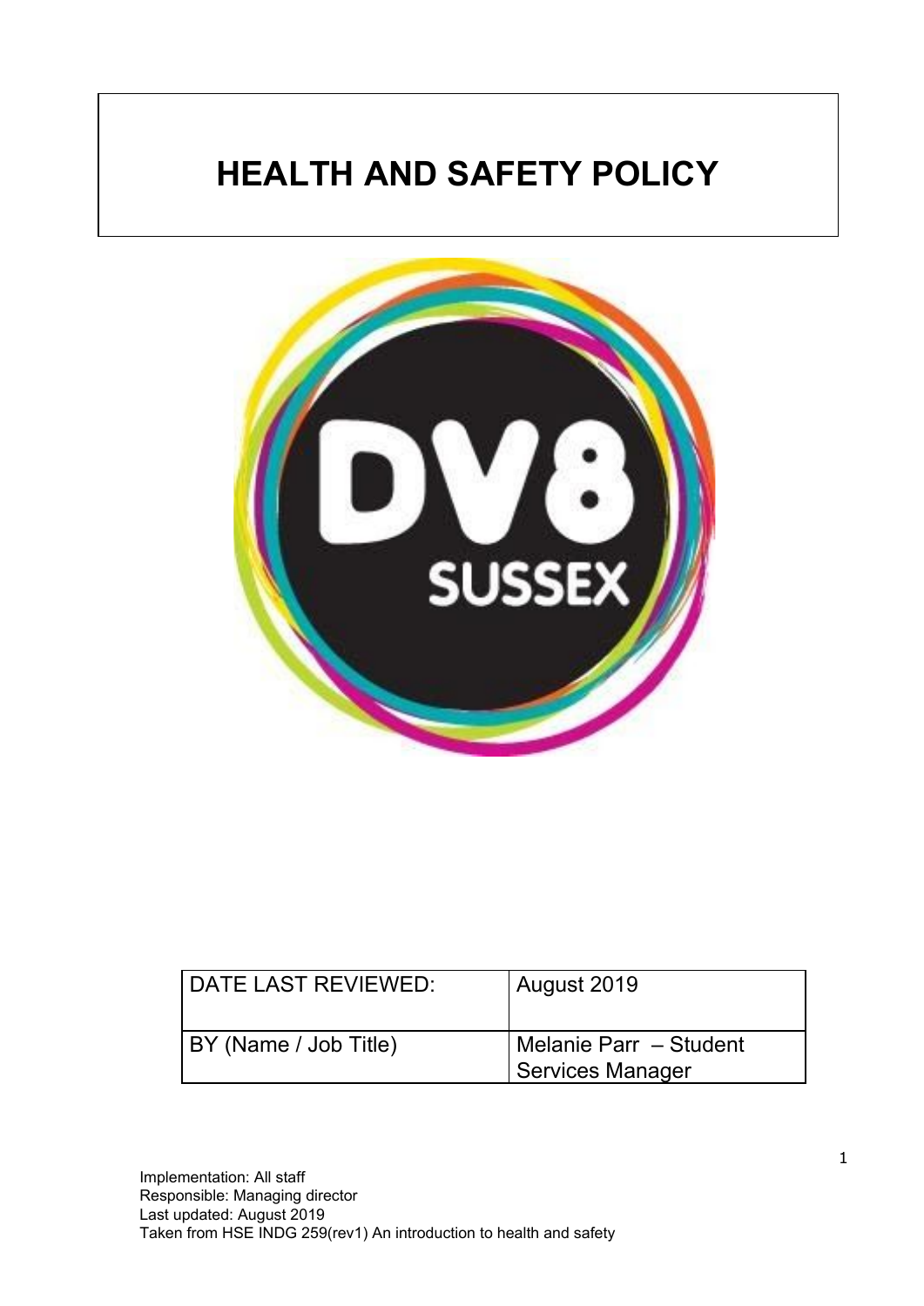# HEALTH AND SAFETY POLICY

| DATE LAST REVIEWED: | August 2019 |
| --- | --- |
| BY (Name / Job Title) | Melanie Parr – Student Services Manager |

Implementation: All staff
Responsible: Managing director
Last updated: August 2019
Taken from HSE INDG 259(rev1) An introduction to health and safety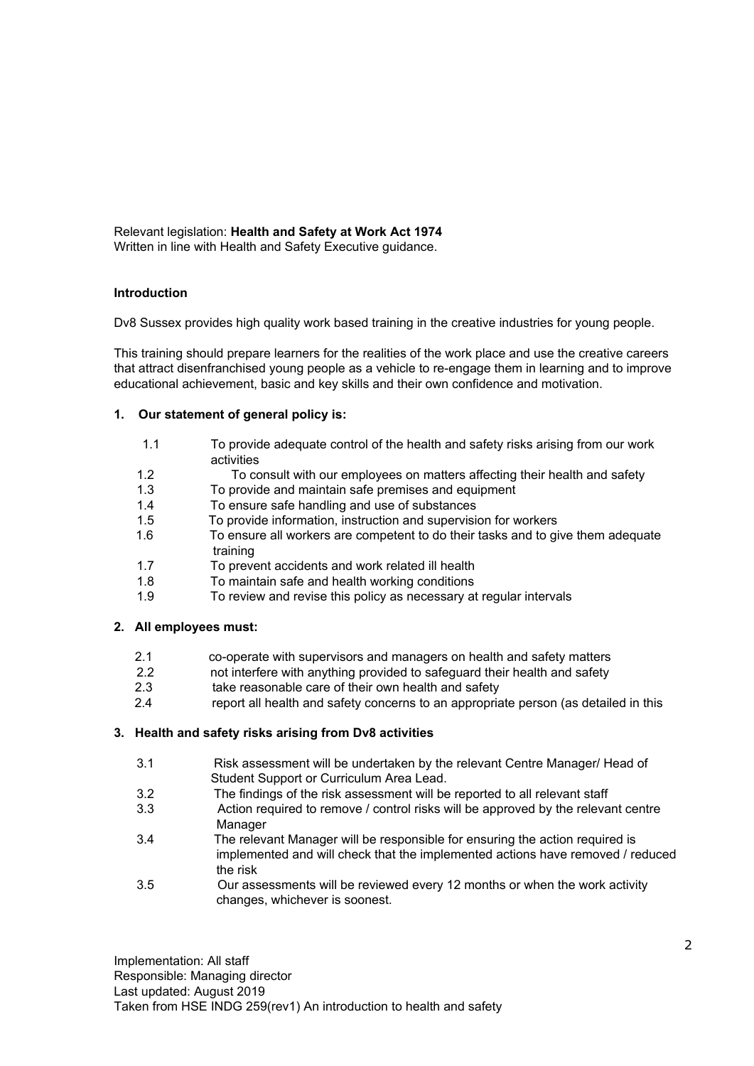Relevant legislation: **Health and Safety at Work Act 1974**
Written in line with Health and Safety Executive guidance.

**Introduction**

Dv8 Sussex provides high quality work based training in the creative industries for young people.

This training should prepare learners for the realities of the work place and use the creative careers that attract disenfranchised young people as a vehicle to re-engage them in learning and to improve educational achievement, basic and key skills and their own confidence and motivation.

**1. Our statement of general policy is:**

1.1 To provide adequate control of the health and safety risks arising from our work activities
1.2 To consult with our employees on matters affecting their health and safety
1.3 To provide and maintain safe premises and equipment
1.4 To ensure safe handling and use of substances
1.5 To provide information, instruction and supervision for workers
1.6 To ensure all workers are competent to do their tasks and to give them adequate training
1.7 To prevent accidents and work related ill health
1.8 To maintain safe and health working conditions
1.9 To review and revise this policy as necessary at regular intervals

**2. All employees must:**

2.1 co-operate with supervisors and managers on health and safety matters
2.2 not interfere with anything provided to safeguard their health and safety
2.3 take reasonable care of their own health and safety
2.4 report all health and safety concerns to an appropriate person (as detailed in this

**3. Health and safety risks arising from Dv8 activities**

3.1 Risk assessment will be undertaken by the relevant Centre Manager/ Head of Student Support or Curriculum Area Lead.
3.2 The findings of the risk assessment will be reported to all relevant staff
3.3 Action required to remove / control risks will be approved by the relevant centre Manager
3.4 The relevant Manager will be responsible for ensuring the action required is implemented and will check that the implemented actions have removed / reduced the risk
3.5 Our assessments will be reviewed every 12 months or when the work activity changes, whichever is soonest.

Implementation: All staff
Responsible: Managing director
Last updated: August 2019
Taken from HSE INDG 259(rev1) An introduction to health and safety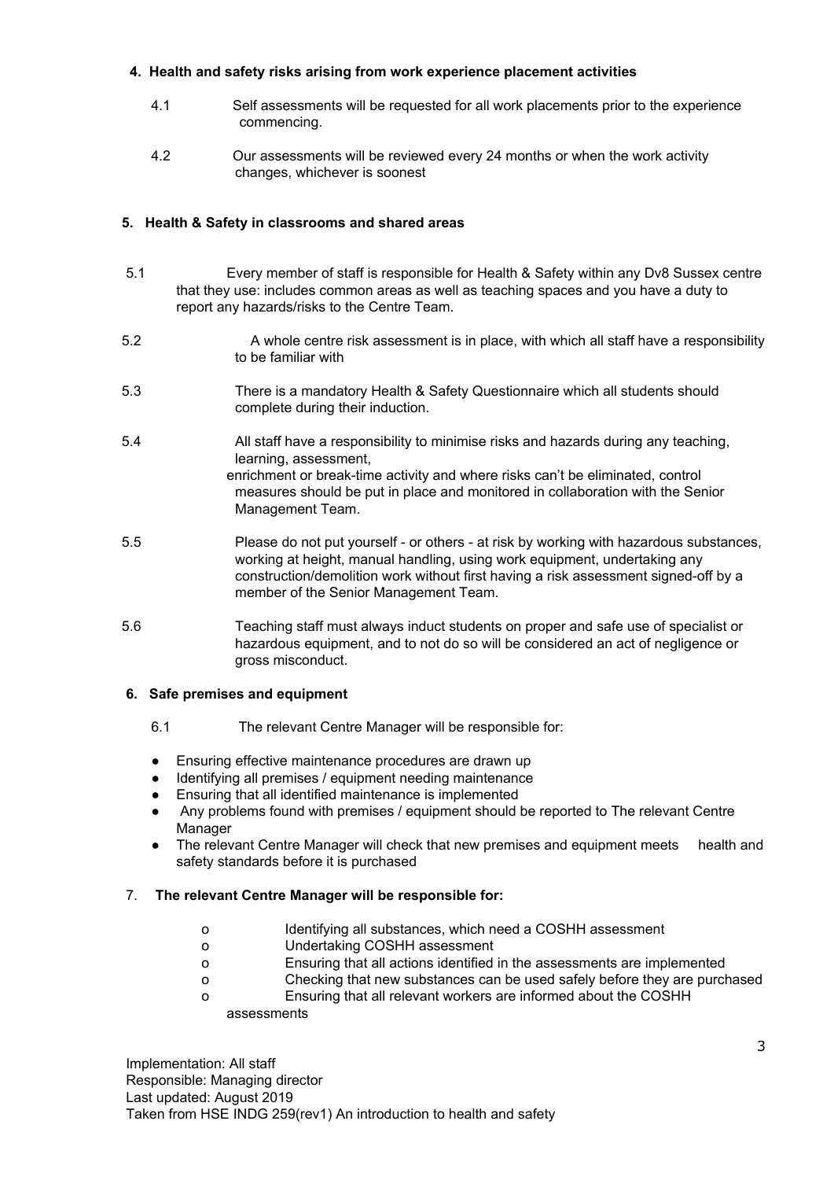**4. Health and safety risks arising from work experience placement activities**

4.1 Self assessments will be requested for all work placements prior to the experience commencing.

4.2 Our assessments will be reviewed every 24 months or when the work activity changes, whichever is soonest

**5. Health & Safety in classrooms and shared areas**

5.1 Every member of staff is responsible for Health & Safety within any Dv8 Sussex centre that they use: includes common areas as well as teaching spaces and you have a duty to report any hazards/risks to the Centre Team.

5.2 A whole centre risk assessment is in place, with which all staff have a responsibility to be familiar with

5.3 There is a mandatory Health & Safety Questionnaire which all students should complete during their induction.

5.4 All staff have a responsibility to minimise risks and hazards during any teaching, learning, assessment,
enrichment or break-time activity and where risks can't be eliminated, control measures should be put in place and monitored in collaboration with the Senior Management Team.

5.5 Please do not put yourself - or others - at risk by working with hazardous substances, working at height, manual handling, using work equipment, undertaking any construction/demolition work without first having a risk assessment signed-off by a member of the Senior Management Team.

5.6 Teaching staff must always induct students on proper and safe use of specialist or hazardous equipment, and to not do so will be considered an act of negligence or gross misconduct.

**6. Safe premises and equipment**

6.1 The relevant Centre Manager will be responsible for:

- Ensuring effective maintenance procedures are drawn up
- Identifying all premises / equipment needing maintenance
- Ensuring that all identified maintenance is implemented
- Any problems found with premises / equipment should be reported to The relevant Centre Manager
- The relevant Centre Manager will check that new premises and equipment meets health and safety standards before it is purchased

7. **The relevant Centre Manager will be responsible for:**

- o Identifying all substances, which need a COSHH assessment
- o Undertaking COSHH assessment
- o Ensuring that all actions identified in the assessments are implemented
- o Checking that new substances can be used safely before they are purchased
- o Ensuring that all relevant workers are informed about the COSHH assessments

Implementation: All staff
Responsible: Managing director
Last updated: August 2019
Taken from HSE INDG 259(rev1) An introduction to health and safety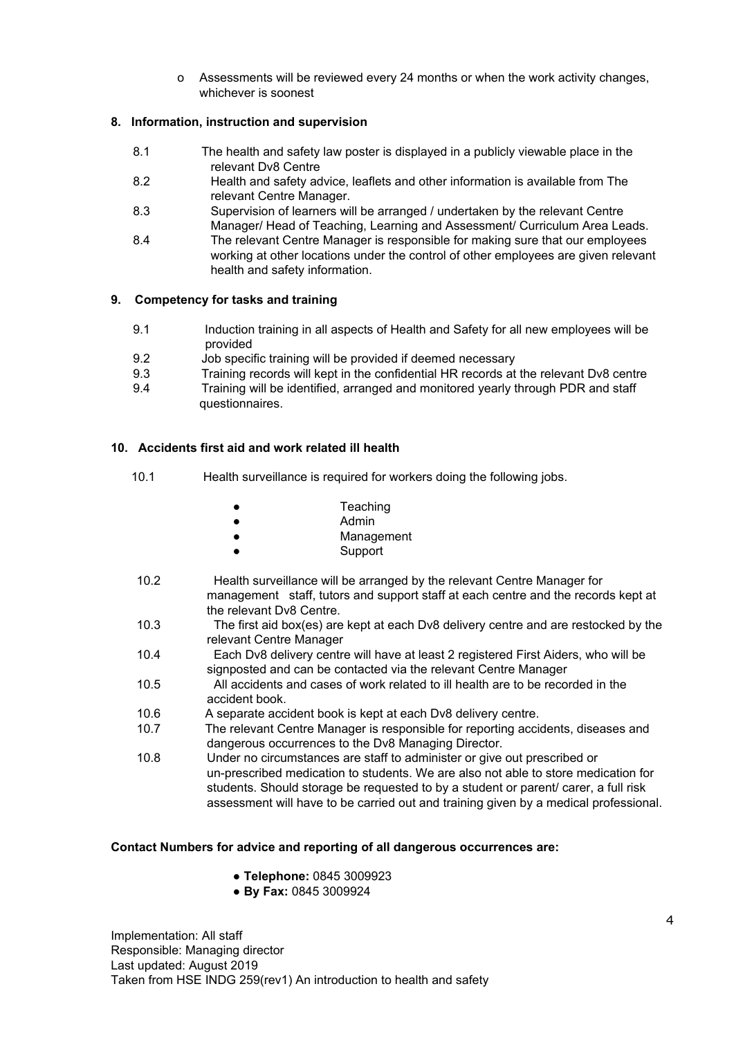- o Assessments will be reviewed every 24 months or when the work activity changes, whichever is soonest

**8. Information, instruction and supervision**

8.1 The health and safety law poster is displayed in a publicly viewable place in the relevant Dv8 Centre

8.2 Health and safety advice, leaflets and other information is available from The relevant Centre Manager.

8.3 Supervision of learners will be arranged / undertaken by the relevant Centre Manager/ Head of Teaching, Learning and Assessment/ Curriculum Area Leads.

8.4 The relevant Centre Manager is responsible for making sure that our employees working at other locations under the control of other employees are given relevant health and safety information.

**9. Competency for tasks and training**

9.1 Induction training in all aspects of Health and Safety for all new employees will be provided

9.2 Job specific training will be provided if deemed necessary

9.3 Training records will kept in the confidential HR records at the relevant Dv8 centre

9.4 Training will be identified, arranged and monitored yearly through PDR and staff questionnaires.

**10. Accidents first aid and work related ill health**

10.1 Health surveillance is required for workers doing the following jobs.

- Teaching
- Admin
- Management
- Support

10.2 Health surveillance will be arranged by the relevant Centre Manager for management staff, tutors and support staff at each centre and the records kept at the relevant Dv8 Centre.

10.3 The first aid box(es) are kept at each Dv8 delivery centre and are restocked by the relevant Centre Manager

10.4 Each Dv8 delivery centre will have at least 2 registered First Aiders, who will be signposted and can be contacted via the relevant Centre Manager

10.5 All accidents and cases of work related to ill health are to be recorded in the accident book.

10.6 A separate accident book is kept at each Dv8 delivery centre.

10.7 The relevant Centre Manager is responsible for reporting accidents, diseases and dangerous occurrences to the Dv8 Managing Director.

10.8 Under no circumstances are staff to administer or give out prescribed or un-prescribed medication to students. We are also not able to store medication for students. Should storage be requested to by a student or parent/ carer, a full risk assessment will have to be carried out and training given by a medical professional.

**Contact Numbers for advice and reporting of all dangerous occurrences are:**

- **Telephone:** 0845 3009923
- **By Fax:** 0845 3009924

Implementation: All staff
Responsible: Managing director
Last updated: August 2019
Taken from HSE INDG 259(rev1) An introduction to health and safety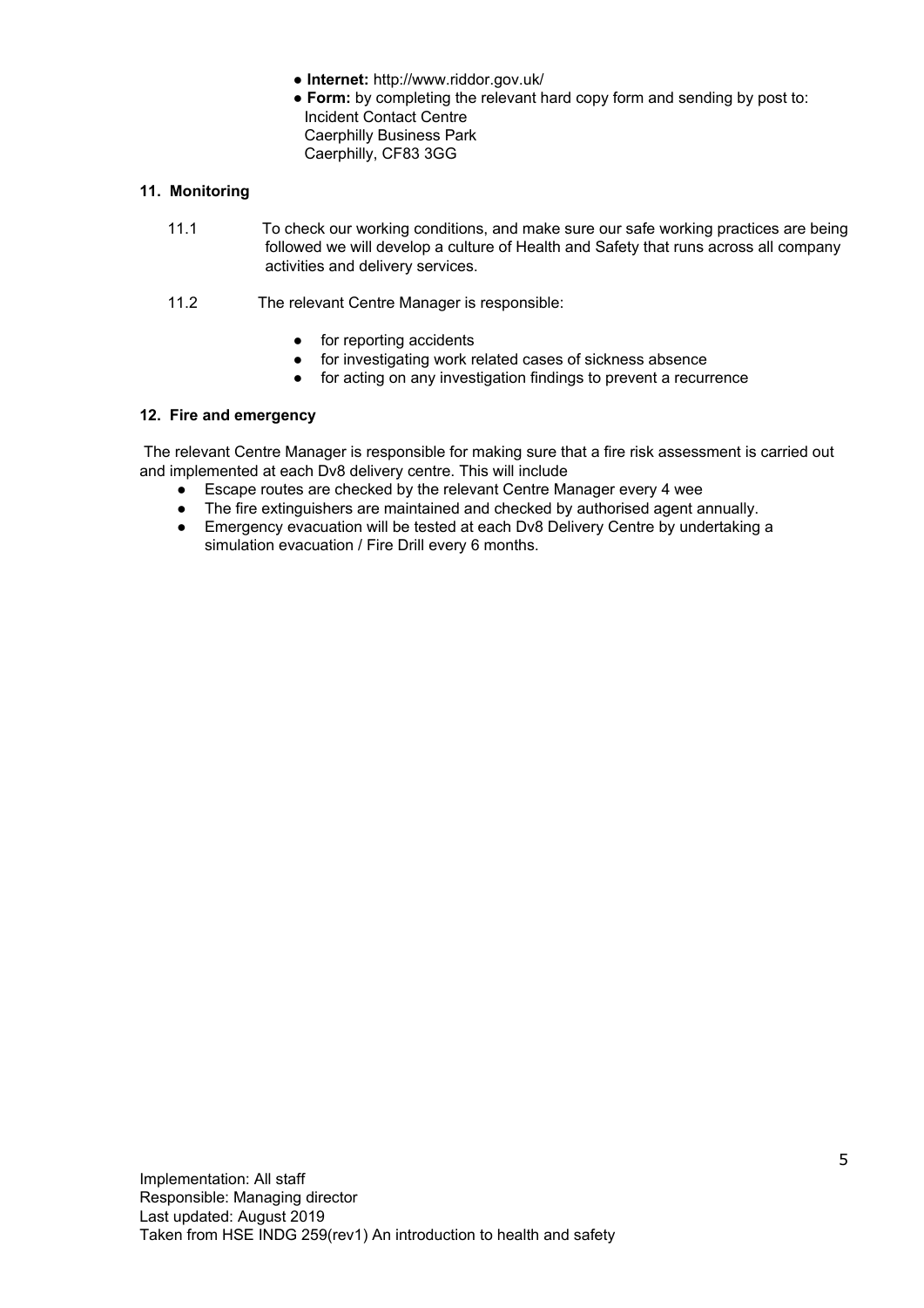- **Internet:** http://www.riddor.gov.uk/
- **Form:** by completing the relevant hard copy form and sending by post to:
  Incident Contact Centre
  Caerphilly Business Park
  Caerphilly, CF83 3GG

**11. Monitoring**

11.1 To check our working conditions, and make sure our safe working practices are being followed we will develop a culture of Health and Safety that runs across all company activities and delivery services.

11.2 The relevant Centre Manager is responsible:

- for reporting accidents
- for investigating work related cases of sickness absence
- for acting on any investigation findings to prevent a recurrence

**12. Fire and emergency**

The relevant Centre Manager is responsible for making sure that a fire risk assessment is carried out and implemented at each Dv8 delivery centre. This will include

- Escape routes are checked by the relevant Centre Manager every 4 wee
- The fire extinguishers are maintained and checked by authorised agent annually.
- Emergency evacuation will be tested at each Dv8 Delivery Centre by undertaking a simulation evacuation / Fire Drill every 6 months.

Implementation: All staff
Responsible: Managing director
Last updated: August 2019
Taken from HSE INDG 259(rev1) An introduction to health and safety